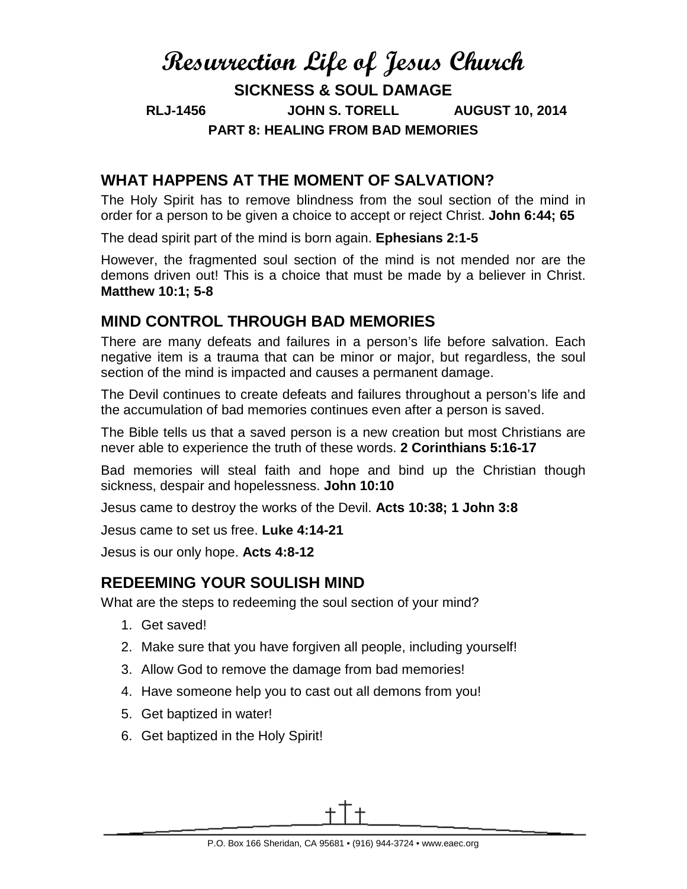# Resurrection Life of Jesus Church

**SICKNESS & SOUL DAMAGE**

**RLJ-1456 JOHN S. TORELL AUGUST 10, 2014**

**PART 8: HEALING FROM BAD MEMORIES**

## WHAT HAPPENS AT THE MOMENT OF SALVATION?

The Holy Spirit has to remove blindness from the soul section of the mind in order for a person to be given a choice to accept or reject Christ. **John 6:44; 65**

The dead spirit part of the mind is born again. **Ephesians 2:1-5**

However, the fragmented soul section of the mind is not mended nor are the demons driven out! This is a choice that must be made by a believer in Christ. **Matthew 10:1; 5-8**

## MIND CONTROL THROUGH BAD MEMORIES

There are many defeats and failures in a person's life before salvation. Each negative item is a trauma that can be minor or major, but regardless, the soul section of the mind is impacted and causes a permanent damage.

The Devil continues to create defeats and failures throughout a person's life and the accumulation of bad memories continues even after a person is saved.

The Bible tells us that a saved person is a new creation but most Christians are never able to experience the truth of these words. **2 Corinthians 5:16-17**

Bad memories will steal faith and hope and bind up the Christian though sickness, despair and hopelessness. **John 10:10**

Jesus came to destroy the works of the Devil. **Acts 10:38; 1 John 3:8**

Jesus came to set us free. **Luke 4:14-21**

Jesus is our only hope. **Acts 4:8-12**

## REDEEMING YOUR SOULISH MIND

What are the steps to redeeming the soul section of your mind?

1. Get saved!
2. Make sure that you have forgiven all people, including yourself!
3. Allow God to remove the damage from bad memories!
4. Have someone help you to cast out all demons from you!
5. Get baptized in water!
6. Get baptized in the Holy Spirit!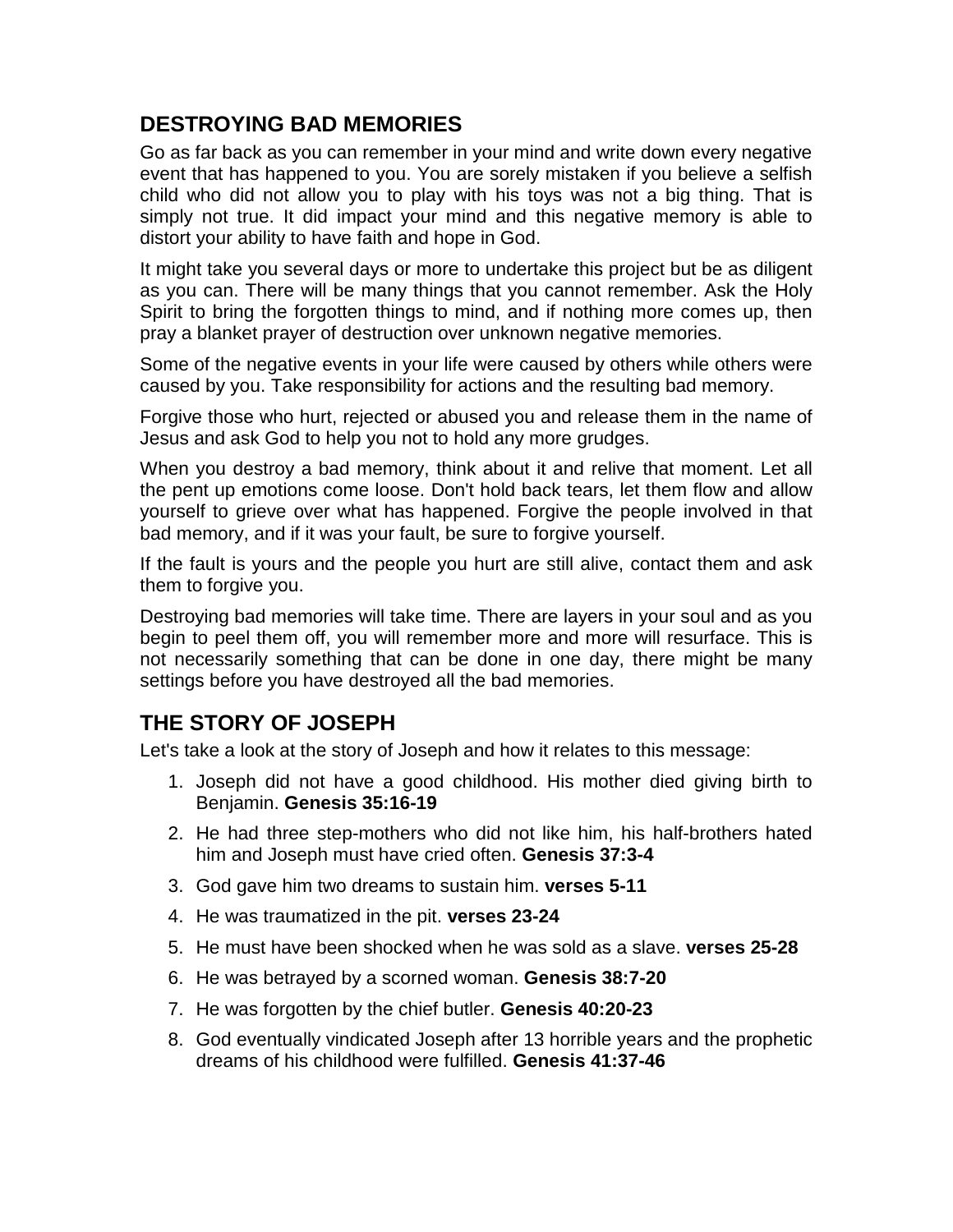## DESTROYING BAD MEMORIES

Go as far back as you can remember in your mind and write down every negative event that has happened to you. You are sorely mistaken if you believe a selfish child who did not allow you to play with his toys was not a big thing. That is simply not true. It did impact your mind and this negative memory is able to distort your ability to have faith and hope in God.

It might take you several days or more to undertake this project but be as diligent as you can. There will be many things that you cannot remember. Ask the Holy Spirit to bring the forgotten things to mind, and if nothing more comes up, then pray a blanket prayer of destruction over unknown negative memories.

Some of the negative events in your life were caused by others while others were caused by you. Take responsibility for actions and the resulting bad memory.

Forgive those who hurt, rejected or abused you and release them in the name of Jesus and ask God to help you not to hold any more grudges.

When you destroy a bad memory, think about it and relive that moment. Let all the pent up emotions come loose. Don't hold back tears, let them flow and allow yourself to grieve over what has happened. Forgive the people involved in that bad memory, and if it was your fault, be sure to forgive yourself.

If the fault is yours and the people you hurt are still alive, contact them and ask them to forgive you.

Destroying bad memories will take time. There are layers in your soul and as you begin to peel them off, you will remember more and more will resurface. This is not necessarily something that can be done in one day, there might be many settings before you have destroyed all the bad memories.

## THE STORY OF JOSEPH

Let's take a look at the story of Joseph and how it relates to this message:

1. Joseph did not have a good childhood. His mother died giving birth to Benjamin. **Genesis 35:16-19**
2. He had three step-mothers who did not like him, his half-brothers hated him and Joseph must have cried often. **Genesis 37:3-4**
3. God gave him two dreams to sustain him. **verses 5-11**
4. He was traumatized in the pit. **verses 23-24**
5. He must have been shocked when he was sold as a slave. **verses 25-28**
6. He was betrayed by a scorned woman. **Genesis 38:7-20**
7. He was forgotten by the chief butler. **Genesis 40:20-23**
8. God eventually vindicated Joseph after 13 horrible years and the prophetic dreams of his childhood were fulfilled. **Genesis 41:37-46**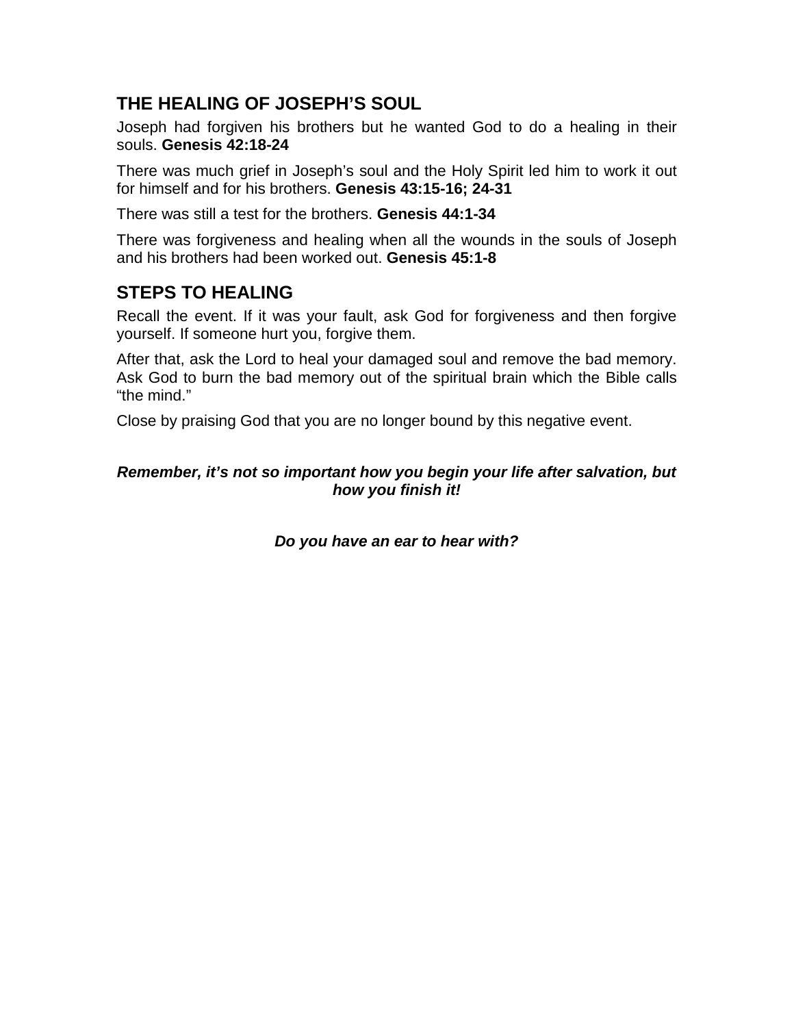## THE HEALING OF JOSEPH'S SOUL

Joseph had forgiven his brothers but he wanted God to do a healing in their souls. **Genesis 42:18-24**

There was much grief in Joseph's soul and the Holy Spirit led him to work it out for himself and for his brothers. **Genesis 43:15-16; 24-31**

There was still a test for the brothers. **Genesis 44:1-34**

There was forgiveness and healing when all the wounds in the souls of Joseph and his brothers had been worked out. **Genesis 45:1-8**

## STEPS TO HEALING

Recall the event. If it was your fault, ask God for forgiveness and then forgive yourself. If someone hurt you, forgive them.

After that, ask the Lord to heal your damaged soul and remove the bad memory. Ask God to burn the bad memory out of the spiritual brain which the Bible calls "the mind."

Close by praising God that you are no longer bound by this negative event.

***Remember, it's not so important how you begin your life after salvation, but how you finish it!***

***Do you have an ear to hear with?***